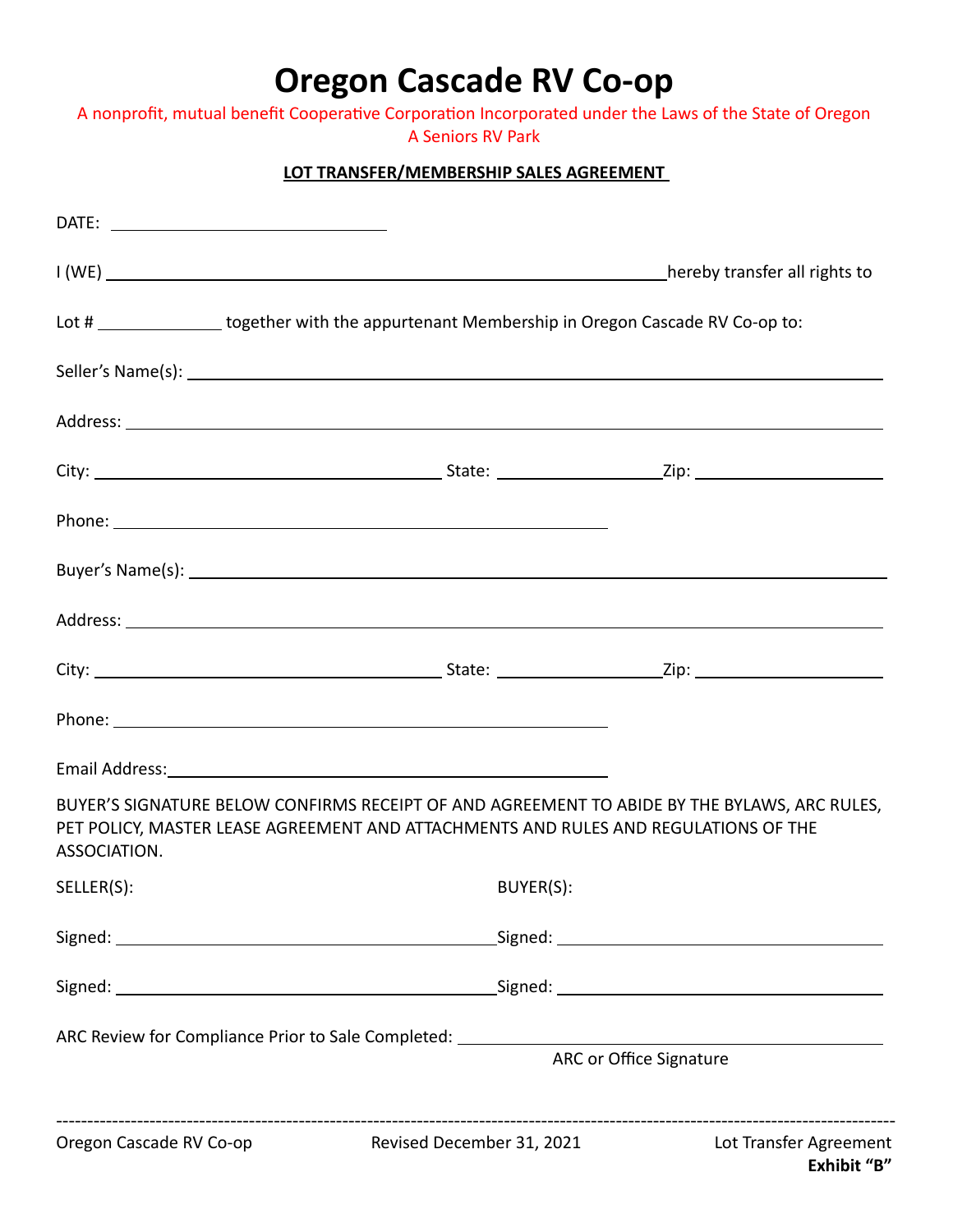# Oregon Cascade RV Co-op

A nonprofit, mutual benefit Cooperative Corporation Incorporated under the Laws of the State of Oregon
A Seniors RV Park

**LOT TRANSFER/MEMBERSHIP SALES AGREEMENT**

DATE: ______________________________

I (WE) ____________________________________________________________ hereby transfer all rights to

Lot # ____________ together with the appurtenant Membership in Oregon Cascade RV Co-op to:

Seller's Name(s): ____________________________________________________________

Address: ____________________________________________________________

City: ______________________________ State: ______________ Zip: ________________

Phone: ____________________________________________

Buyer's Name(s): ____________________________________________________________

Address: ____________________________________________________________

City: ______________________________ State: ______________ Zip: ________________

Phone: ____________________________________________

Email Address: ____________________________________________

BUYER'S SIGNATURE BELOW CONFIRMS RECEIPT OF AND AGREEMENT TO ABIDE BY THE BYLAWS, ARC RULES, PET POLICY, MASTER LEASE AGREEMENT AND ATTACHMENTS AND RULES AND REGULATIONS OF THE ASSOCIATION.

SELLER(S): BUYER(S):

Signed: ________________________________ Signed: ________________________________

Signed: ________________________________ Signed: ________________________________

ARC Review for Compliance Prior to Sale Completed: ________________________________

ARC or Office Signature

Lot Transfer Agreement
**Exhibit "B"**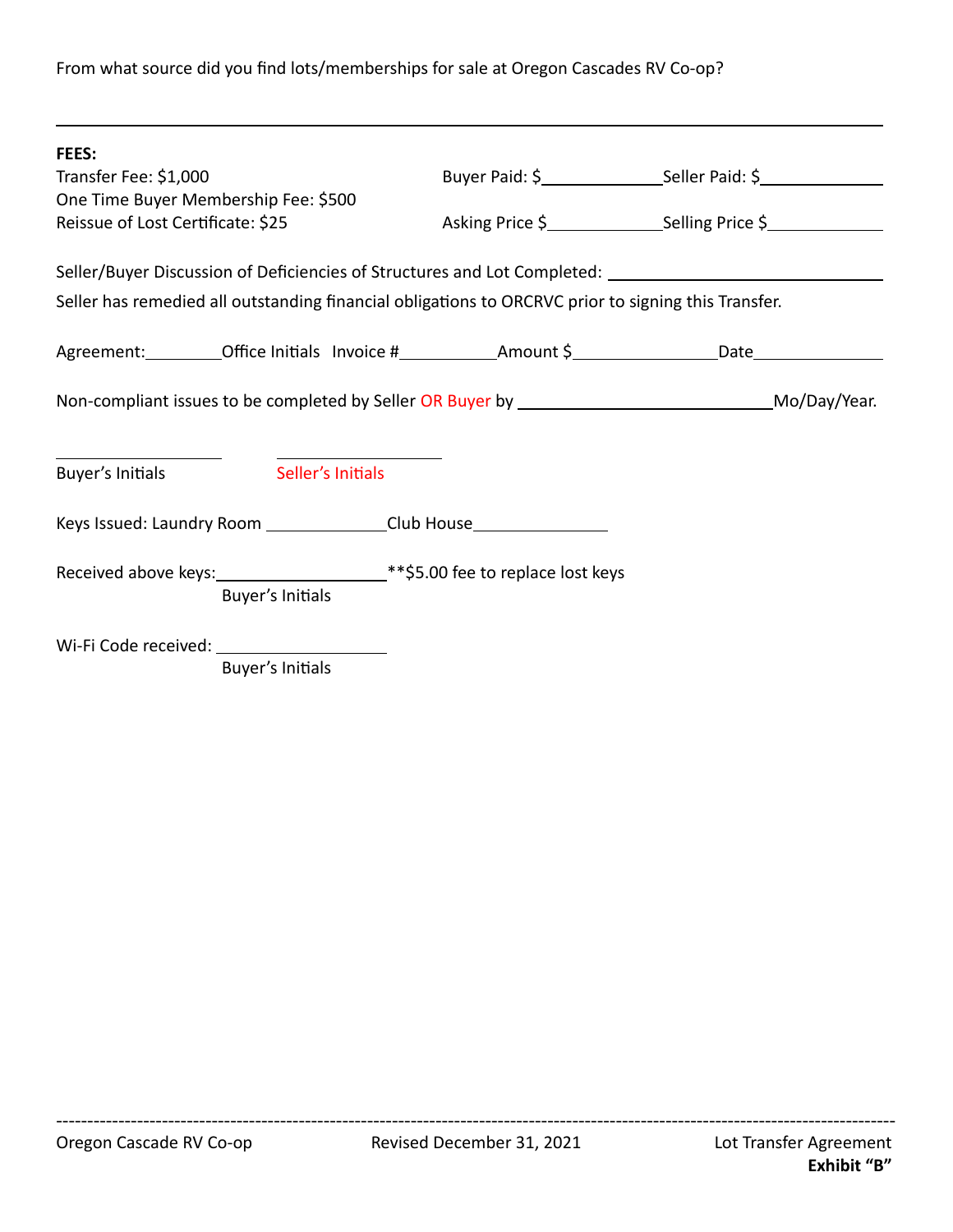From what source did you find lots/memberships for sale at Oregon Cascades RV Co-op?

_______________________________________________________________________________

**FEES:**

Transfer Fee: $1,000 Buyer Paid: $____________ Seller Paid: $____________

One Time Buyer Membership Fee: $500

Reissue of Lost Certificate: $25 Asking Price $____________ Selling Price $____________

Seller/Buyer Discussion of Deficiencies of Structures and Lot Completed: ____________________________

Seller has remedied all outstanding financial obligations to ORCRVC prior to signing this Transfer.

Agreement:________Office Initials Invoice #__________Amount $______________ Date______________

Non-compliant issues to be completed by Seller OR Buyer by __________________________ Mo/Day/Year.

_________________ _________________

Buyer's Initials Seller's Initials

Keys Issued: Laundry Room ____________Club House______________

Received above keys:_________________ **$5.00 fee to replace lost keys

Buyer's Initials

Wi-Fi Code received: _________________

Buyer's Initials

Oregon Cascade RV Co-op Revised December 31, 2021 Lot Transfer Agreement

**Exhibit "B"**